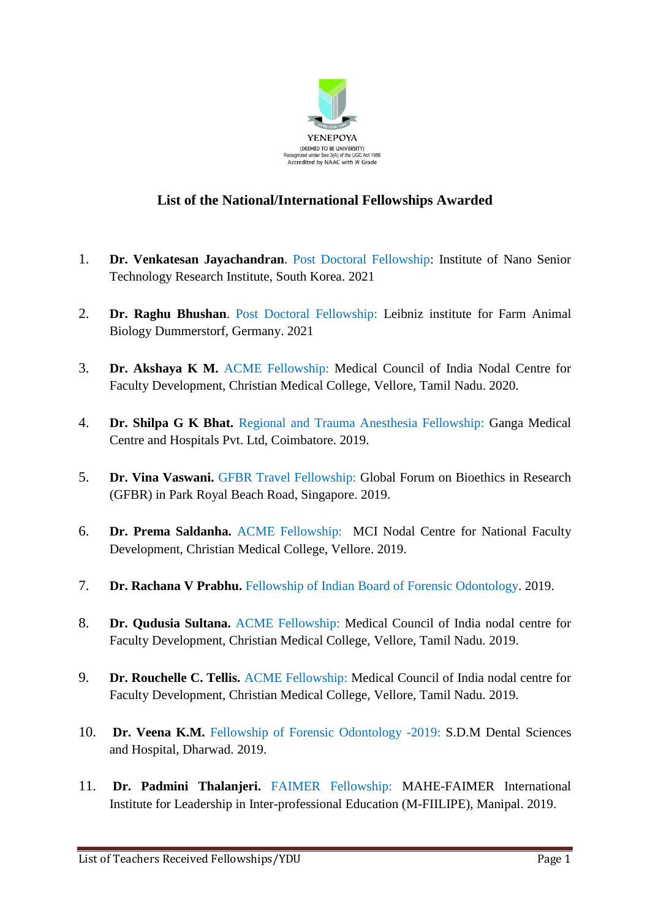YENEPOYA

(DEEMED TO BE UNIVERSITY)
Recognized under Sec 3(A) of the UGC Act 1956
Accredited by NAAC with 'A' Grade

## List of the National/International Fellowships Awarded

1. **Dr. Venkatesan Jayachandran**. Post Doctoral Fellowship: Institute of Nano Senior Technology Research Institute, South Korea. 2021

2. **Dr. Raghu Bhushan**. Post Doctoral Fellowship: Leibniz institute for Farm Animal Biology Dummerstorf, Germany. 2021

3. **Dr. Akshaya K M.** ACME Fellowship: Medical Council of India Nodal Centre for Faculty Development, Christian Medical College, Vellore, Tamil Nadu. 2020.

4. **Dr. Shilpa G K Bhat.** Regional and Trauma Anesthesia Fellowship: Ganga Medical Centre and Hospitals Pvt. Ltd, Coimbatore. 2019.

5. **Dr. Vina Vaswani.** GFBR Travel Fellowship: Global Forum on Bioethics in Research (GFBR) in Park Royal Beach Road, Singapore. 2019.

6. **Dr. Prema Saldanha.** ACME Fellowship: MCI Nodal Centre for National Faculty Development, Christian Medical College, Vellore. 2019.

7. **Dr. Rachana V Prabhu.** Fellowship of Indian Board of Forensic Odontology. 2019.

8. **Dr. Qudusia Sultana.** ACME Fellowship: Medical Council of India nodal centre for Faculty Development, Christian Medical College, Vellore, Tamil Nadu. 2019.

9. **Dr. Rouchelle C. Tellis.** ACME Fellowship: Medical Council of India nodal centre for Faculty Development, Christian Medical College, Vellore, Tamil Nadu. 2019.

10. **Dr. Veena K.M.** Fellowship of Forensic Odontology -2019: S.D.M Dental Sciences and Hospital, Dharwad. 2019.

11. **Dr. Padmini Thalanjeri.** FAIMER Fellowship: MAHE-FAIMER International Institute for Leadership in Inter-professional Education (M-FIILIPE), Manipal. 2019.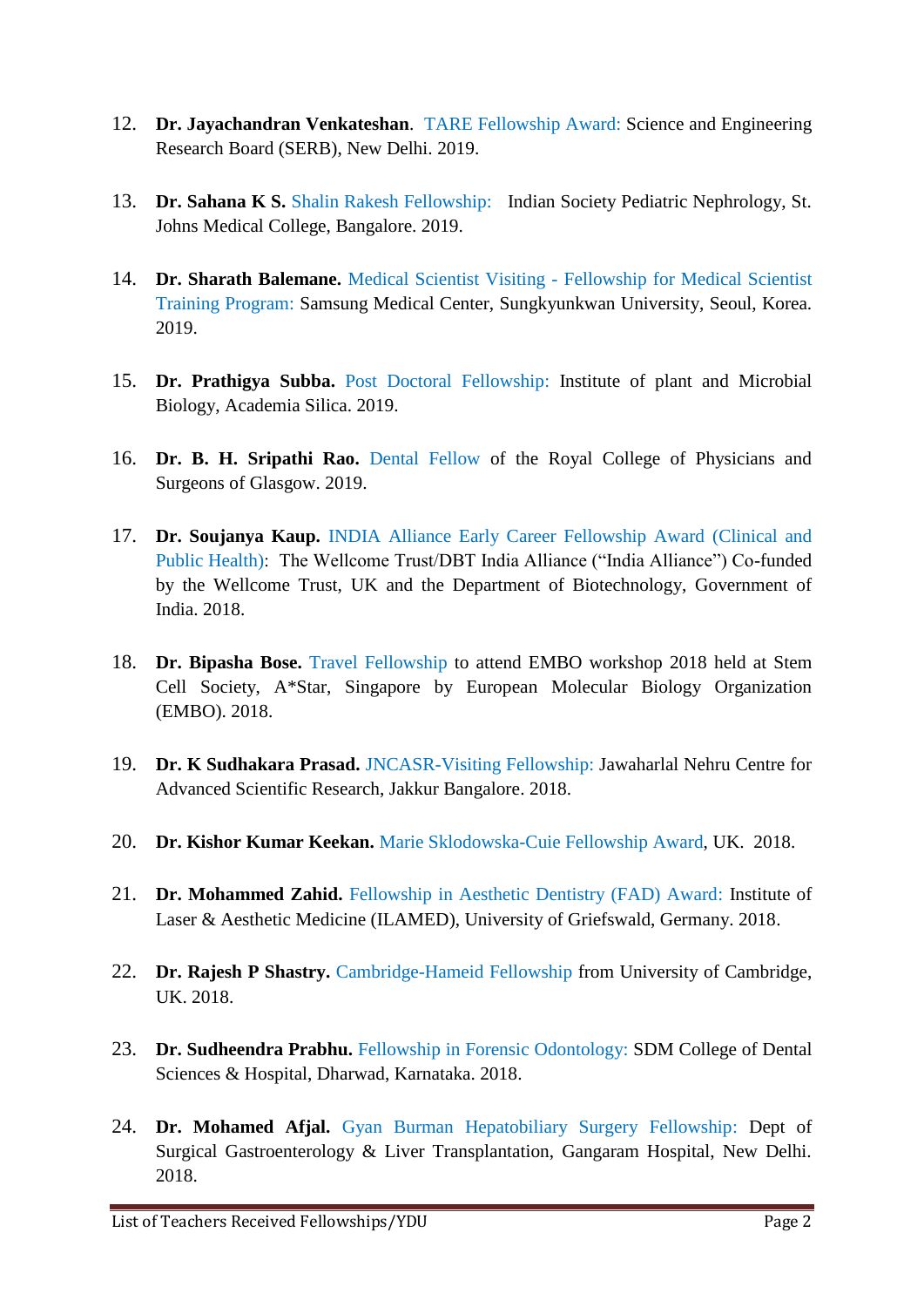12. **Dr. Jayachandran Venkateshan**. TARE Fellowship Award: Science and Engineering Research Board (SERB), New Delhi. 2019.

13. **Dr. Sahana K S.** Shalin Rakesh Fellowship: Indian Society Pediatric Nephrology, St. Johns Medical College, Bangalore. 2019.

14. **Dr. Sharath Balemane.** Medical Scientist Visiting - Fellowship for Medical Scientist Training Program: Samsung Medical Center, Sungkyunkwan University, Seoul, Korea. 2019.

15. **Dr. Prathigya Subba.** Post Doctoral Fellowship: Institute of plant and Microbial Biology, Academia Silica. 2019.

16. **Dr. B. H. Sripathi Rao.** Dental Fellow of the Royal College of Physicians and Surgeons of Glasgow. 2019.

17. **Dr. Soujanya Kaup.** INDIA Alliance Early Career Fellowship Award (Clinical and Public Health): The Wellcome Trust/DBT India Alliance ("India Alliance") Co-funded by the Wellcome Trust, UK and the Department of Biotechnology, Government of India. 2018.

18. **Dr. Bipasha Bose.** Travel Fellowship to attend EMBO workshop 2018 held at Stem Cell Society, A*Star, Singapore by European Molecular Biology Organization (EMBO). 2018.

19. **Dr. K Sudhakara Prasad.** JNCASR-Visiting Fellowship: Jawaharlal Nehru Centre for Advanced Scientific Research, Jakkur Bangalore. 2018.

20. **Dr. Kishor Kumar Keekan.** Marie Sklodowska-Cuie Fellowship Award, UK. 2018.

21. **Dr. Mohammed Zahid.** Fellowship in Aesthetic Dentistry (FAD) Award: Institute of Laser & Aesthetic Medicine (ILAMED), University of Griefswald, Germany. 2018.

22. **Dr. Rajesh P Shastry.** Cambridge-Hameid Fellowship from University of Cambridge, UK. 2018.

23. **Dr. Sudheendra Prabhu.** Fellowship in Forensic Odontology: SDM College of Dental Sciences & Hospital, Dharwad, Karnataka. 2018.

24. **Dr. Mohamed Afjal.** Gyan Burman Hepatobiliary Surgery Fellowship: Dept of Surgical Gastroenterology & Liver Transplantation, Gangaram Hospital, New Delhi. 2018.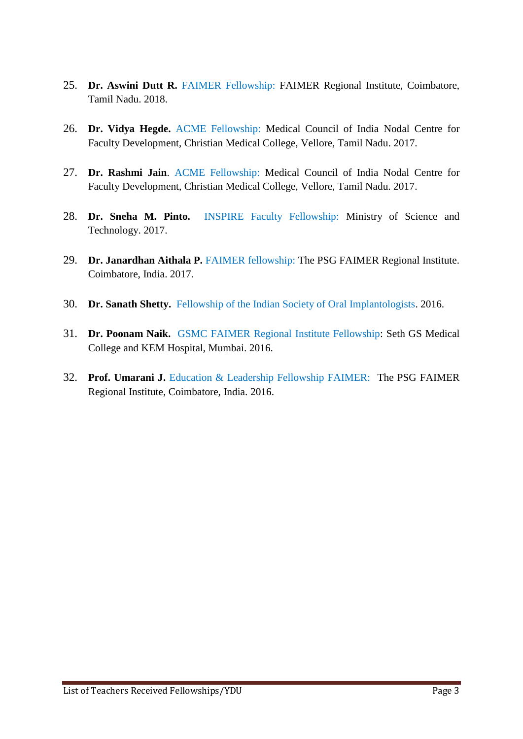25. **Dr. Aswini Dutt R.** FAIMER Fellowship: FAIMER Regional Institute, Coimbatore, Tamil Nadu. 2018.

26. **Dr. Vidya Hegde.** ACME Fellowship: Medical Council of India Nodal Centre for Faculty Development, Christian Medical College, Vellore, Tamil Nadu. 2017.

27. **Dr. Rashmi Jain**. ACME Fellowship: Medical Council of India Nodal Centre for Faculty Development, Christian Medical College, Vellore, Tamil Nadu. 2017.

28. **Dr. Sneha M. Pinto.** INSPIRE Faculty Fellowship: Ministry of Science and Technology. 2017.

29. **Dr. Janardhan Aithala P.** FAIMER fellowship: The PSG FAIMER Regional Institute. Coimbatore, India. 2017.

30. **Dr. Sanath Shetty.** Fellowship of the Indian Society of Oral Implantologists. 2016.

31. **Dr. Poonam Naik.** GSMC FAIMER Regional Institute Fellowship: Seth GS Medical College and KEM Hospital, Mumbai. 2016.

32. **Prof. Umarani J.** Education & Leadership Fellowship FAIMER: The PSG FAIMER Regional Institute, Coimbatore, India. 2016.